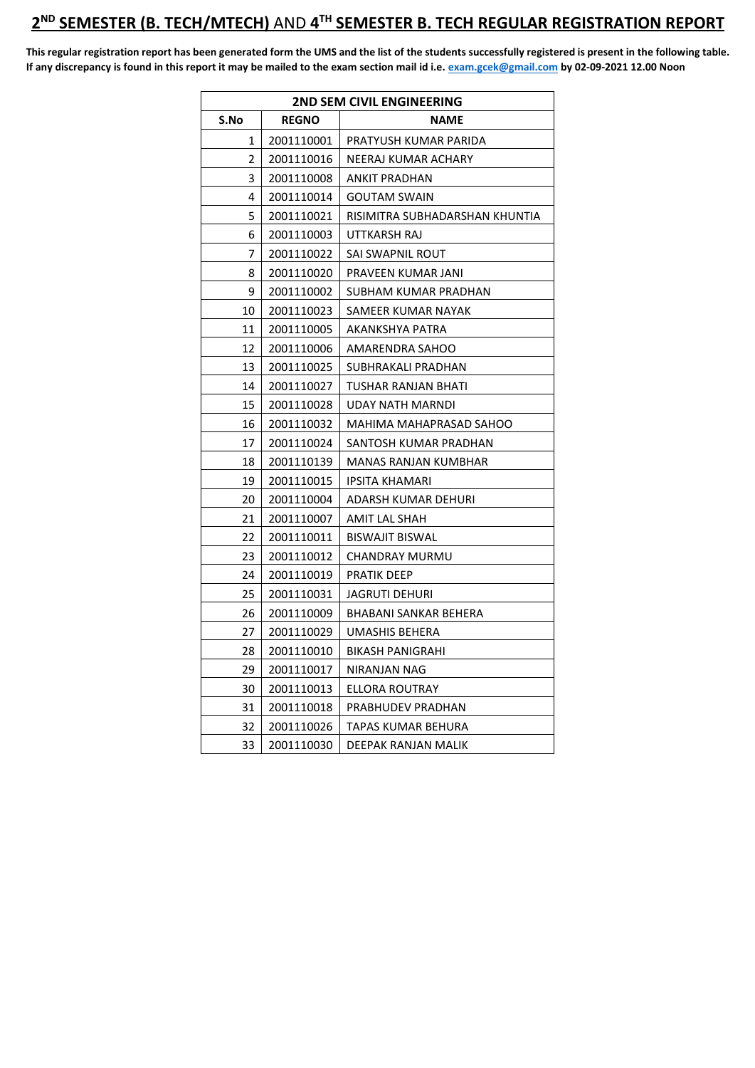# 2ND SEMESTER (B. TECH/MTECH) AND 4TH SEMESTER B. TECH REGULAR REGISTRATION REPORT

**This regular registration report has been generated form the UMS and the list of the students successfully registered is present in the following table. If any discrepancy is found in this report it may be mailed to the exam section mail id i.e. exam.gcek@gmail.com by 02-09-2021 12.00 Noon**

| 2ND SEM CIVIL ENGINEERING | | |
|---|---|---|
| **S.No** | **REGNO** | **NAME** |
| 1 | 2001110001 | PRATYUSH KUMAR PARIDA |
| 2 | 2001110016 | NEERAJ KUMAR ACHARY |
| 3 | 2001110008 | ANKIT PRADHAN |
| 4 | 2001110014 | GOUTAM SWAIN |
| 5 | 2001110021 | RISIMITRA SUBHADARSHAN KHUNTIA |
| 6 | 2001110003 | UTTKARSH RAJ |
| 7 | 2001110022 | SAI SWAPNIL ROUT |
| 8 | 2001110020 | PRAVEEN KUMAR JANI |
| 9 | 2001110002 | SUBHAM KUMAR PRADHAN |
| 10 | 2001110023 | SAMEER KUMAR NAYAK |
| 11 | 2001110005 | AKANKSHYA PATRA |
| 12 | 2001110006 | AMARENDRA SAHOO |
| 13 | 2001110025 | SUBHRAKALI PRADHAN |
| 14 | 2001110027 | TUSHAR RANJAN BHATI |
| 15 | 2001110028 | UDAY NATH MARNDI |
| 16 | 2001110032 | MAHIMA MAHAPRASAD SAHOO |
| 17 | 2001110024 | SANTOSH KUMAR PRADHAN |
| 18 | 2001110139 | MANAS RANJAN KUMBHAR |
| 19 | 2001110015 | IPSITA KHAMARI |
| 20 | 2001110004 | ADARSH KUMAR DEHURI |
| 21 | 2001110007 | AMIT LAL SHAH |
| 22 | 2001110011 | BISWAJIT BISWAL |
| 23 | 2001110012 | CHANDRAY MURMU |
| 24 | 2001110019 | PRATIK DEEP |
| 25 | 2001110031 | JAGRUTI DEHURI |
| 26 | 2001110009 | BHABANI SANKAR BEHERA |
| 27 | 2001110029 | UMASHIS BEHERA |
| 28 | 2001110010 | BIKASH PANIGRAHI |
| 29 | 2001110017 | NIRANJAN NAG |
| 30 | 2001110013 | ELLORA ROUTRAY |
| 31 | 2001110018 | PRABHUDEV PRADHAN |
| 32 | 2001110026 | TAPAS KUMAR BEHURA |
| 33 | 2001110030 | DEEPAK RANJAN MALIK |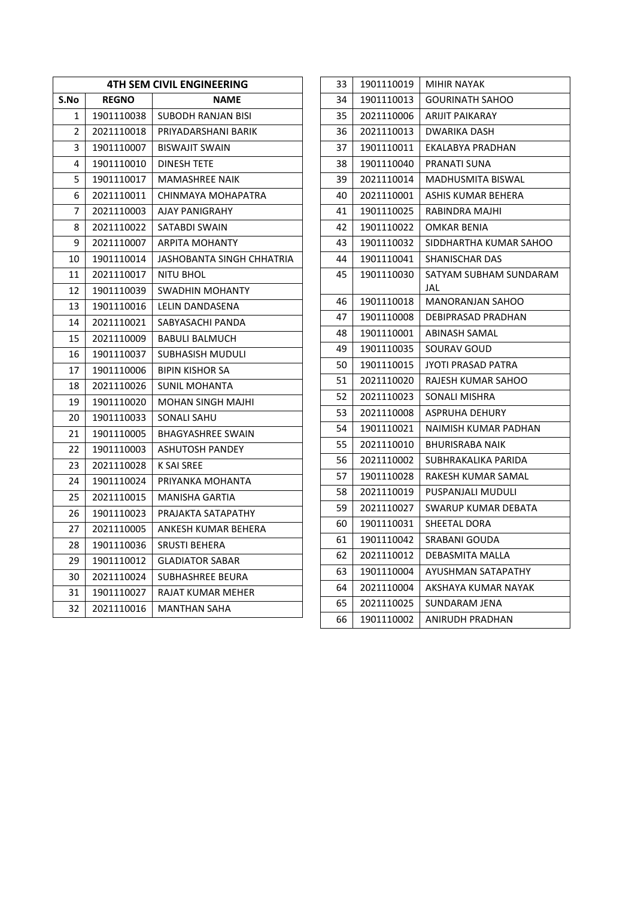| 4TH SEM CIVIL ENGINEERING | | |
|---|---|---|
| S.No | REGNO | NAME |
| 1 | 1901110038 | SUBODH RANJAN BISI |
| 2 | 2021110018 | PRIYADARSHANI BARIK |
| 3 | 1901110007 | BISWAJIT SWAIN |
| 4 | 1901110010 | DINESH TETE |
| 5 | 1901110017 | MAMASHREE NAIK |
| 6 | 2021110011 | CHINMAYA MOHAPATRA |
| 7 | 2021110003 | AJAY PANIGRAHY |
| 8 | 2021110022 | SATABDI SWAIN |
| 9 | 2021110007 | ARPITA MOHANTY |
| 10 | 1901110014 | JASHOBANTA SINGH CHHATRIA |
| 11 | 2021110017 | NITU BHOL |
| 12 | 1901110039 | SWADHIN MOHANTY |
| 13 | 1901110016 | LELIN DANDASENA |
| 14 | 2021110021 | SABYASACHI PANDA |
| 15 | 2021110009 | BABULI BALMUCH |
| 16 | 1901110037 | SUBHASISH MUDULI |
| 17 | 1901110006 | BIPIN KISHOR SA |
| 18 | 2021110026 | SUNIL MOHANTA |
| 19 | 1901110020 | MOHAN SINGH MAJHI |
| 20 | 1901110033 | SONALI SAHU |
| 21 | 1901110005 | BHAGYASHREE SWAIN |
| 22 | 1901110003 | ASHUTOSH PANDEY |
| 23 | 2021110028 | K SAI SREE |
| 24 | 1901110024 | PRIYANKA MOHANTA |
| 25 | 2021110015 | MANISHA GARTIA |
| 26 | 1901110023 | PRAJAKTA SATAPATHY |
| 27 | 2021110005 | ANKESH KUMAR BEHERA |
| 28 | 1901110036 | SRUSTI BEHERA |
| 29 | 1901110012 | GLADIATOR SABAR |
| 30 | 2021110024 | SUBHASHREE BEURA |
| 31 | 1901110027 | RAJAT KUMAR MEHER |
| 32 | 2021110016 | MANTHAN SAHA |
| 33 | 1901110019 | MIHIR NAYAK |
| 34 | 1901110013 | GOURINATH SAHOO |
| 35 | 2021110006 | ARIJIT PAIKARAY |
| 36 | 2021110013 | DWARIKA DASH |
| 37 | 1901110011 | EKALABYA PRADHAN |
| 38 | 1901110040 | PRANATI SUNA |
| 39 | 2021110014 | MADHUSMITA BISWAL |
| 40 | 2021110001 | ASHIS KUMAR BEHERA |
| 41 | 1901110025 | RABINDRA MAJHI |
| 42 | 1901110022 | OMKAR BENIA |
| 43 | 1901110032 | SIDDHARTHA KUMAR SAHOO |
| 44 | 1901110041 | SHANISCHAR DAS |
| 45 | 1901110030 | SATYAM SUBHAM SUNDARAM JAL |
| 46 | 1901110018 | MANORANJAN SAHOO |
| 47 | 1901110008 | DEBIPRASAD PRADHAN |
| 48 | 1901110001 | ABINASH SAMAL |
| 49 | 1901110035 | SOURAV GOUD |
| 50 | 1901110015 | JYOTI PRASAD PATRA |
| 51 | 2021110020 | RAJESH KUMAR SAHOO |
| 52 | 2021110023 | SONALI MISHRA |
| 53 | 2021110008 | ASPRUHA DEHURY |
| 54 | 1901110021 | NAIMISH KUMAR PADHAN |
| 55 | 2021110010 | BHURISRABA NAIK |
| 56 | 2021110002 | SUBHRAKALIKA PARIDA |
| 57 | 1901110028 | RAKESH KUMAR SAMAL |
| 58 | 2021110019 | PUSPANJALI MUDULI |
| 59 | 2021110027 | SWARUP KUMAR DEBATA |
| 60 | 1901110031 | SHEETAL DORA |
| 61 | 1901110042 | SRABANI GOUDA |
| 62 | 2021110012 | DEBASMITA MALLA |
| 63 | 1901110004 | AYUSHMAN SATAPATHY |
| 64 | 2021110004 | AKSHAYA KUMAR NAYAK |
| 65 | 2021110025 | SUNDARAM JENA |
| 66 | 1901110002 | ANIRUDH PRADHAN |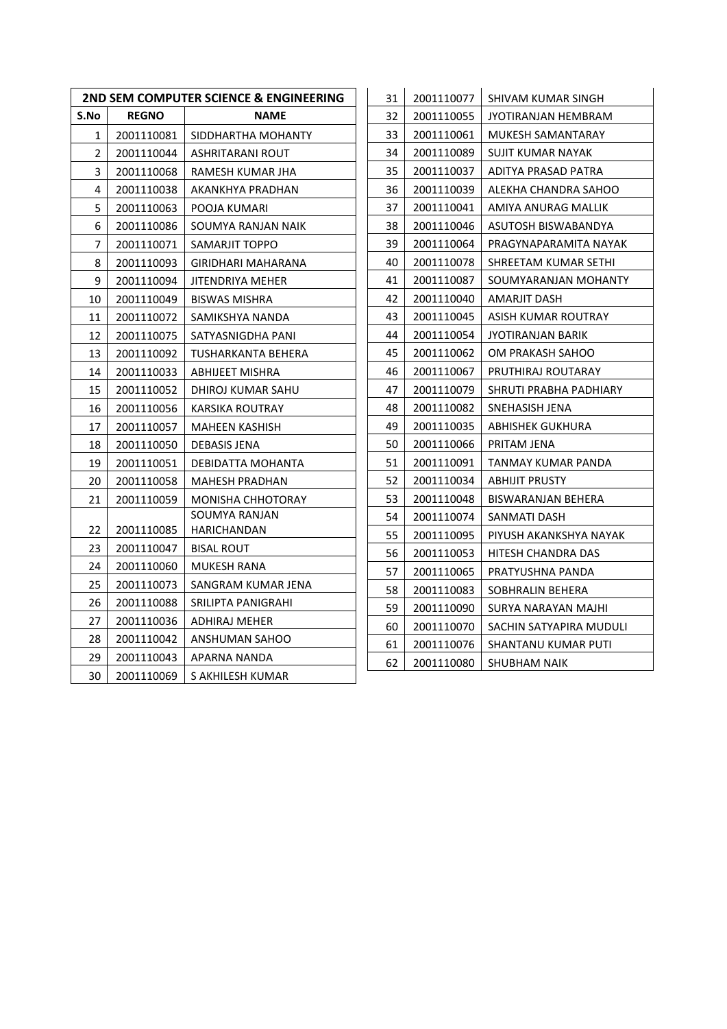## 2ND SEM COMPUTER SCIENCE & ENGINEERING

| S.No | REGNO | NAME |
|---|---|---|
| 1 | 2001110081 | SIDDHARTHA MOHANTY |
| 2 | 2001110044 | ASHRITARANI ROUT |
| 3 | 2001110068 | RAMESH KUMAR JHA |
| 4 | 2001110038 | AKANKHYA PRADHAN |
| 5 | 2001110063 | POOJA KUMARI |
| 6 | 2001110086 | SOUMYA RANJAN NAIK |
| 7 | 2001110071 | SAMARJIT TOPPO |
| 8 | 2001110093 | GIRIDHARI MAHARANA |
| 9 | 2001110094 | JITENDRIYA MEHER |
| 10 | 2001110049 | BISWAS MISHRA |
| 11 | 2001110072 | SAMIKSHYA NANDA |
| 12 | 2001110075 | SATYASNIGDHA PANI |
| 13 | 2001110092 | TUSHARKANTA BEHERA |
| 14 | 2001110033 | ABHIJEET MISHRA |
| 15 | 2001110052 | DHIROJ KUMAR SAHU |
| 16 | 2001110056 | KARSIKA ROUTRAY |
| 17 | 2001110057 | MAHEEN KASHISH |
| 18 | 2001110050 | DEBASIS JENA |
| 19 | 2001110051 | DEBIDATTA MOHANTA |
| 20 | 2001110058 | MAHESH PRADHAN |
| 21 | 2001110059 | MONISHA CHHOTORAY |
| 22 | 2001110085 | SOUMYA RANJAN HARICHANDAN |
| 23 | 2001110047 | BISAL ROUT |
| 24 | 2001110060 | MUKESH RANA |
| 25 | 2001110073 | SANGRAM KUMAR JENA |
| 26 | 2001110088 | SRILIPTA PANIGRAHI |
| 27 | 2001110036 | ADHIRAJ MEHER |
| 28 | 2001110042 | ANSHUMAN SAHOO |
| 29 | 2001110043 | APARNA NANDA |
| 30 | 2001110069 | S AKHILESH KUMAR |
| 31 | 2001110077 | SHIVAM KUMAR SINGH |
| 32 | 2001110055 | JYOTIRANJAN HEMBRAM |
| 33 | 2001110061 | MUKESH SAMANTARAY |
| 34 | 2001110089 | SUJIT KUMAR NAYAK |
| 35 | 2001110037 | ADITYA PRASAD PATRA |
| 36 | 2001110039 | ALEKHA CHANDRA SAHOO |
| 37 | 2001110041 | AMIYA ANURAG MALLIK |
| 38 | 2001110046 | ASUTOSH BISWABANDYA |
| 39 | 2001110064 | PRAGYNAPARAMITA NAYAK |
| 40 | 2001110078 | SHREETAM KUMAR SETHI |
| 41 | 2001110087 | SOUMYARANJAN MOHANTY |
| 42 | 2001110040 | AMARJIT DASH |
| 43 | 2001110045 | ASISH KUMAR ROUTRAY |
| 44 | 2001110054 | JYOTIRANJAN BARIK |
| 45 | 2001110062 | OM PRAKASH SAHOO |
| 46 | 2001110067 | PRUTHIRAJ ROUTARAY |
| 47 | 2001110079 | SHRUTI PRABHA PADHIARY |
| 48 | 2001110082 | SNEHASISH JENA |
| 49 | 2001110035 | ABHISHEK GUKHURA |
| 50 | 2001110066 | PRITAM JENA |
| 51 | 2001110091 | TANMAY KUMAR PANDA |
| 52 | 2001110034 | ABHIJIT PRUSTY |
| 53 | 2001110048 | BISWARANJAN BEHERA |
| 54 | 2001110074 | SANMATI DASH |
| 55 | 2001110095 | PIYUSH AKANKSHYA NAYAK |
| 56 | 2001110053 | HITESH CHANDRA DAS |
| 57 | 2001110065 | PRATYUSHNA PANDA |
| 58 | 2001110083 | SOBHRALIN BEHERA |
| 59 | 2001110090 | SURYA NARAYAN MAJHI |
| 60 | 2001110070 | SACHIN SATYAPIRA MUDULI |
| 61 | 2001110076 | SHANTANU KUMAR PUTI |
| 62 | 2001110080 | SHUBHAM NAIK |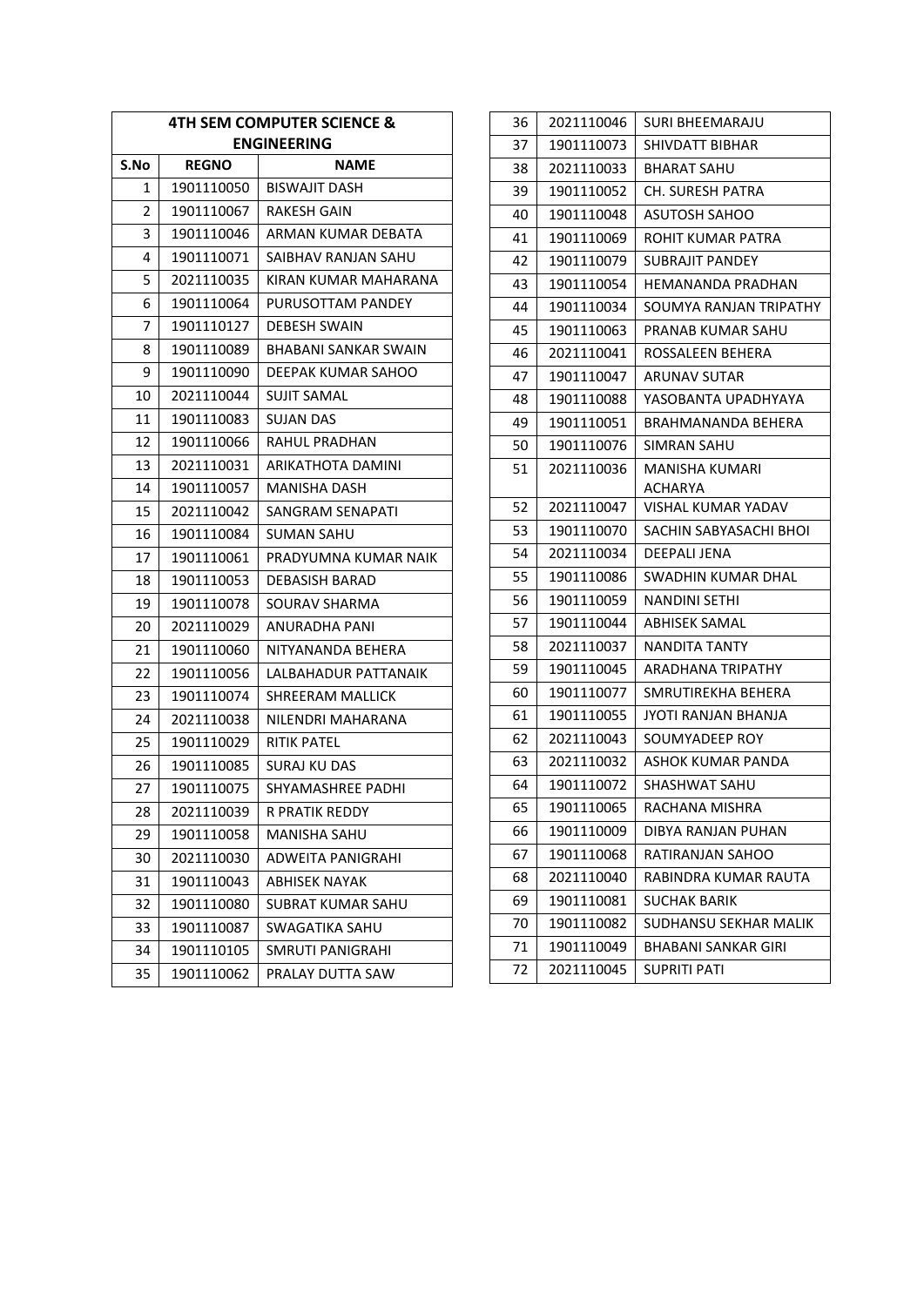| 4TH SEM COMPUTER SCIENCE & ENGINEERING | | |
|---|---|---|
| S.No | REGNO | NAME |
| 1 | 1901110050 | BISWAJIT DASH |
| 2 | 1901110067 | RAKESH GAIN |
| 3 | 1901110046 | ARMAN KUMAR DEBATA |
| 4 | 1901110071 | SAIBHAV RANJAN SAHU |
| 5 | 2021110035 | KIRAN KUMAR MAHARANA |
| 6 | 1901110064 | PURUSOTTAM PANDEY |
| 7 | 1901110127 | DEBESH SWAIN |
| 8 | 1901110089 | BHABANI SANKAR SWAIN |
| 9 | 1901110090 | DEEPAK KUMAR SAHOO |
| 10 | 2021110044 | SUJIT SAMAL |
| 11 | 1901110083 | SUJAN DAS |
| 12 | 1901110066 | RAHUL PRADHAN |
| 13 | 2021110031 | ARIKATHOTA DAMINI |
| 14 | 1901110057 | MANISHA DASH |
| 15 | 2021110042 | SANGRAM SENAPATI |
| 16 | 1901110084 | SUMAN SAHU |
| 17 | 1901110061 | PRADYUMNA KUMAR NAIK |
| 18 | 1901110053 | DEBASISH BARAD |
| 19 | 1901110078 | SOURAV SHARMA |
| 20 | 2021110029 | ANURADHA PANI |
| 21 | 1901110060 | NITYANANDA BEHERA |
| 22 | 1901110056 | LALBAHADUR PATTANAIK |
| 23 | 1901110074 | SHREERAM MALLICK |
| 24 | 2021110038 | NILENDRI MAHARANA |
| 25 | 1901110029 | RITIK PATEL |
| 26 | 1901110085 | SURAJ KU DAS |
| 27 | 1901110075 | SHYAMASHREE PADHI |
| 28 | 2021110039 | R PRATIK REDDY |
| 29 | 1901110058 | MANISHA SAHU |
| 30 | 2021110030 | ADWEITA PANIGRAHI |
| 31 | 1901110043 | ABHISEK NAYAK |
| 32 | 1901110080 | SUBRAT KUMAR SAHU |
| 33 | 1901110087 | SWAGATIKA SAHU |
| 34 | 1901110105 | SMRUTI PANIGRAHI |
| 35 | 1901110062 | PRALAY DUTTA SAW |
| 36 | 2021110046 | SURI BHEEMARAJU |
| 37 | 1901110073 | SHIVDATT BIBHAR |
| 38 | 2021110033 | BHARAT SAHU |
| 39 | 1901110052 | CH. SURESH PATRA |
| 40 | 1901110048 | ASUTOSH SAHOO |
| 41 | 1901110069 | ROHIT KUMAR PATRA |
| 42 | 1901110079 | SUBRAJIT PANDEY |
| 43 | 1901110054 | HEMANANDA PRADHAN |
| 44 | 1901110034 | SOUMYA RANJAN TRIPATHY |
| 45 | 1901110063 | PRANAB KUMAR SAHU |
| 46 | 2021110041 | ROSSALEEN BEHERA |
| 47 | 1901110047 | ARUNAV SUTAR |
| 48 | 1901110088 | YASOBANTA UPADHYAYA |
| 49 | 1901110051 | BRAHMANANDA BEHERA |
| 50 | 1901110076 | SIMRAN SAHU |
| 51 | 2021110036 | MANISHA KUMARI ACHARYA |
| 52 | 2021110047 | VISHAL KUMAR YADAV |
| 53 | 1901110070 | SACHIN SABYASACHI BHOI |
| 54 | 2021110034 | DEEPALI JENA |
| 55 | 1901110086 | SWADHIN KUMAR DHAL |
| 56 | 1901110059 | NANDINI SETHI |
| 57 | 1901110044 | ABHISEK SAMAL |
| 58 | 2021110037 | NANDITA TANTY |
| 59 | 1901110045 | ARADHANA TRIPATHY |
| 60 | 1901110077 | SMRUTIREKHA BEHERA |
| 61 | 1901110055 | JYOTI RANJAN BHANJA |
| 62 | 2021110043 | SOUMYADEEP ROY |
| 63 | 2021110032 | ASHOK KUMAR PANDA |
| 64 | 1901110072 | SHASHWAT SAHU |
| 65 | 1901110065 | RACHANA MISHRA |
| 66 | 1901110009 | DIBYA RANJAN PUHAN |
| 67 | 1901110068 | RATIRANJAN SAHOO |
| 68 | 2021110040 | RABINDRA KUMAR RAUTA |
| 69 | 1901110081 | SUCHAK BARIK |
| 70 | 1901110082 | SUDHANSU SEKHAR MALIK |
| 71 | 1901110049 | BHABANI SANKAR GIRI |
| 72 | 2021110045 | SUPRITI PATI |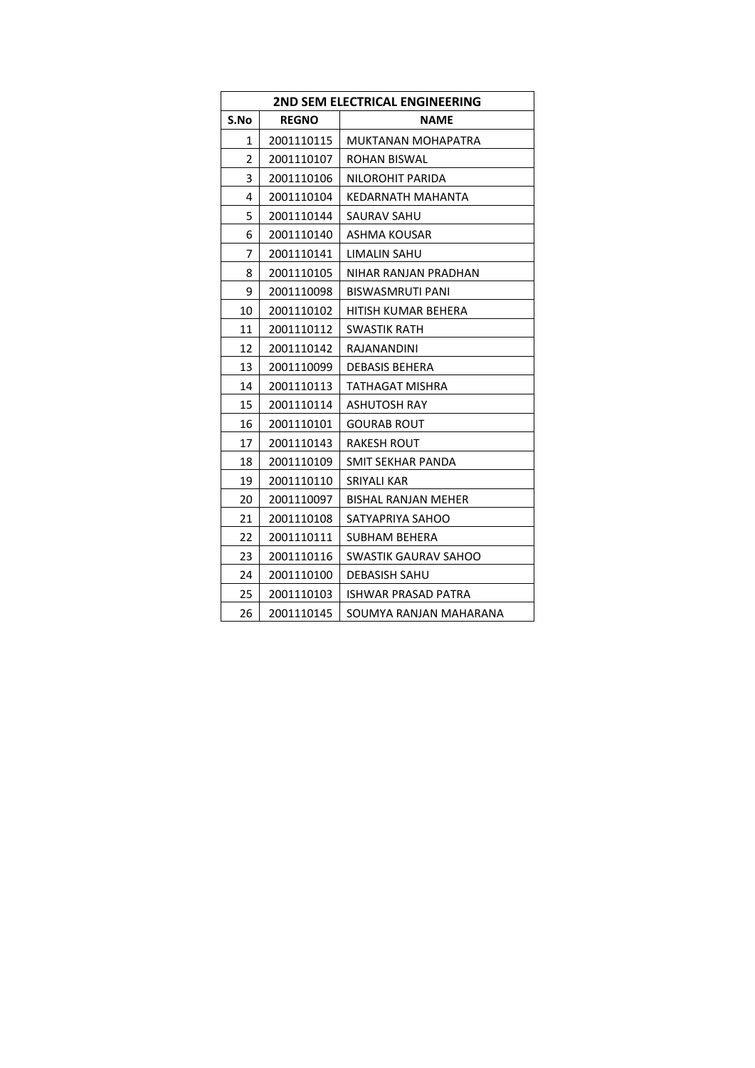| 2ND SEM ELECTRICAL ENGINEERING | | |
|---|---|---|
| **S.No** | **REGNO** | **NAME** |
| 1 | 2001110115 | MUKTANAN MOHAPATRA |
| 2 | 2001110107 | ROHAN BISWAL |
| 3 | 2001110106 | NILOROHIT PARIDA |
| 4 | 2001110104 | KEDARNATH MAHANTA |
| 5 | 2001110144 | SAURAV SAHU |
| 6 | 2001110140 | ASHMA KOUSAR |
| 7 | 2001110141 | LIMALIN SAHU |
| 8 | 2001110105 | NIHAR RANJAN PRADHAN |
| 9 | 2001110098 | BISWASMRUTI PANI |
| 10 | 2001110102 | HITISH KUMAR BEHERA |
| 11 | 2001110112 | SWASTIK RATH |
| 12 | 2001110142 | RAJANANDINI |
| 13 | 2001110099 | DEBASIS BEHERA |
| 14 | 2001110113 | TATHAGAT MISHRA |
| 15 | 2001110114 | ASHUTOSH RAY |
| 16 | 2001110101 | GOURAB ROUT |
| 17 | 2001110143 | RAKESH ROUT |
| 18 | 2001110109 | SMIT SEKHAR PANDA |
| 19 | 2001110110 | SRIYALI KAR |
| 20 | 2001110097 | BISHAL RANJAN MEHER |
| 21 | 2001110108 | SATYAPRIYA SAHOO |
| 22 | 2001110111 | SUBHAM BEHERA |
| 23 | 2001110116 | SWASTIK GAURAV SAHOO |
| 24 | 2001110100 | DEBASISH SAHU |
| 25 | 2001110103 | ISHWAR PRASAD PATRA |
| 26 | 2001110145 | SOUMYA RANJAN MAHARANA |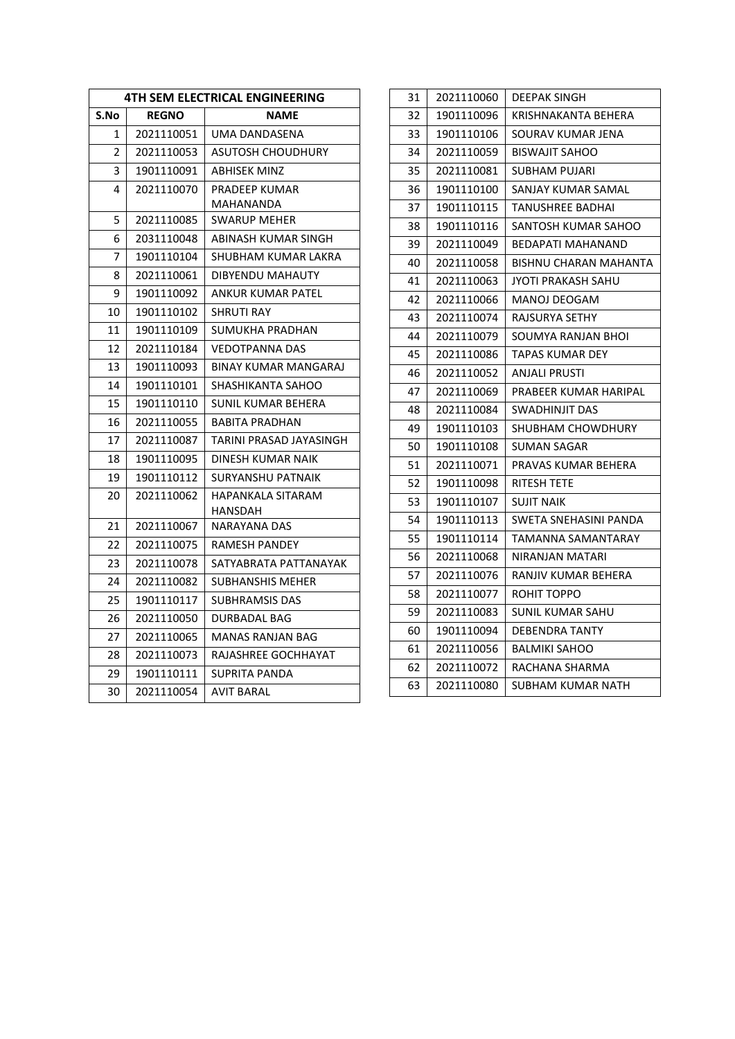| 4TH SEM ELECTRICAL ENGINEERING | | |
|---|---|---|
| **S.No** | **REGNO** | **NAME** |
| 1 | 2021110051 | UMA DANDASENA |
| 2 | 2021110053 | ASUTOSH CHOUDHURY |
| 3 | 1901110091 | ABHISEK MINZ |
| 4 | 2021110070 | PRADEEP KUMAR MAHANANDA |
| 5 | 2021110085 | SWARUP MEHER |
| 6 | 2031110048 | ABINASH KUMAR SINGH |
| 7 | 1901110104 | SHUBHAM KUMAR LAKRA |
| 8 | 2021110061 | DIBYENDU MAHAUTY |
| 9 | 1901110092 | ANKUR KUMAR PATEL |
| 10 | 1901110102 | SHRUTI RAY |
| 11 | 1901110109 | SUMUKHA PRADHAN |
| 12 | 2021110184 | VEDOTPANNA DAS |
| 13 | 1901110093 | BINAY KUMAR MANGARAJ |
| 14 | 1901110101 | SHASHIKANTA SAHOO |
| 15 | 1901110110 | SUNIL KUMAR BEHERA |
| 16 | 2021110055 | BABITA PRADHAN |
| 17 | 2021110087 | TARINI PRASAD JAYASINGH |
| 18 | 1901110095 | DINESH KUMAR NAIK |
| 19 | 1901110112 | SURYANSHU PATNAIK |
| 20 | 2021110062 | HAPANKALA SITARAM HANSDAH |
| 21 | 2021110067 | NARAYANA DAS |
| 22 | 2021110075 | RAMESH PANDEY |
| 23 | 2021110078 | SATYABRATA PATTANAYAK |
| 24 | 2021110082 | SUBHANSHIS MEHER |
| 25 | 1901110117 | SUBHRAMSIS DAS |
| 26 | 2021110050 | DURBADAL BAG |
| 27 | 2021110065 | MANAS RANJAN BAG |
| 28 | 2021110073 | RAJASHREE GOCHHAYAT |
| 29 | 1901110111 | SUPRITA PANDA |
| 30 | 2021110054 | AVIT BARAL |
| 31 | 2021110060 | DEEPAK SINGH |
| 32 | 1901110096 | KRISHNAKANTA BEHERA |
| 33 | 1901110106 | SOURAV KUMAR JENA |
| 34 | 2021110059 | BISWAJIT SAHOO |
| 35 | 2021110081 | SUBHAM PUJARI |
| 36 | 1901110100 | SANJAY KUMAR SAMAL |
| 37 | 1901110115 | TANUSHREE BADHAI |
| 38 | 1901110116 | SANTOSH KUMAR SAHOO |
| 39 | 2021110049 | BEDAPATI MAHANAND |
| 40 | 2021110058 | BISHNU CHARAN MAHANTA |
| 41 | 2021110063 | JYOTI PRAKASH SAHU |
| 42 | 2021110066 | MANOJ DEOGAM |
| 43 | 2021110074 | RAJSURYA SETHY |
| 44 | 2021110079 | SOUMYA RANJAN BHOI |
| 45 | 2021110086 | TAPAS KUMAR DEY |
| 46 | 2021110052 | ANJALI PRUSTI |
| 47 | 2021110069 | PRABEER KUMAR HARIPAL |
| 48 | 2021110084 | SWADHINJIT DAS |
| 49 | 1901110103 | SHUBHAM CHOWDHURY |
| 50 | 1901110108 | SUMAN SAGAR |
| 51 | 2021110071 | PRAVAS KUMAR BEHERA |
| 52 | 1901110098 | RITESH TETE |
| 53 | 1901110107 | SUJIT NAIK |
| 54 | 1901110113 | SWETA SNEHASINI PANDA |
| 55 | 1901110114 | TAMANNA SAMANTARAY |
| 56 | 2021110068 | NIRANJAN MATARI |
| 57 | 2021110076 | RANJIV KUMAR BEHERA |
| 58 | 2021110077 | ROHIT TOPPO |
| 59 | 2021110083 | SUNIL KUMAR SAHU |
| 60 | 1901110094 | DEBENDRA TANTY |
| 61 | 2021110056 | BALMIKI SAHOO |
| 62 | 2021110072 | RACHANA SHARMA |
| 63 | 2021110080 | SUBHAM KUMAR NATH |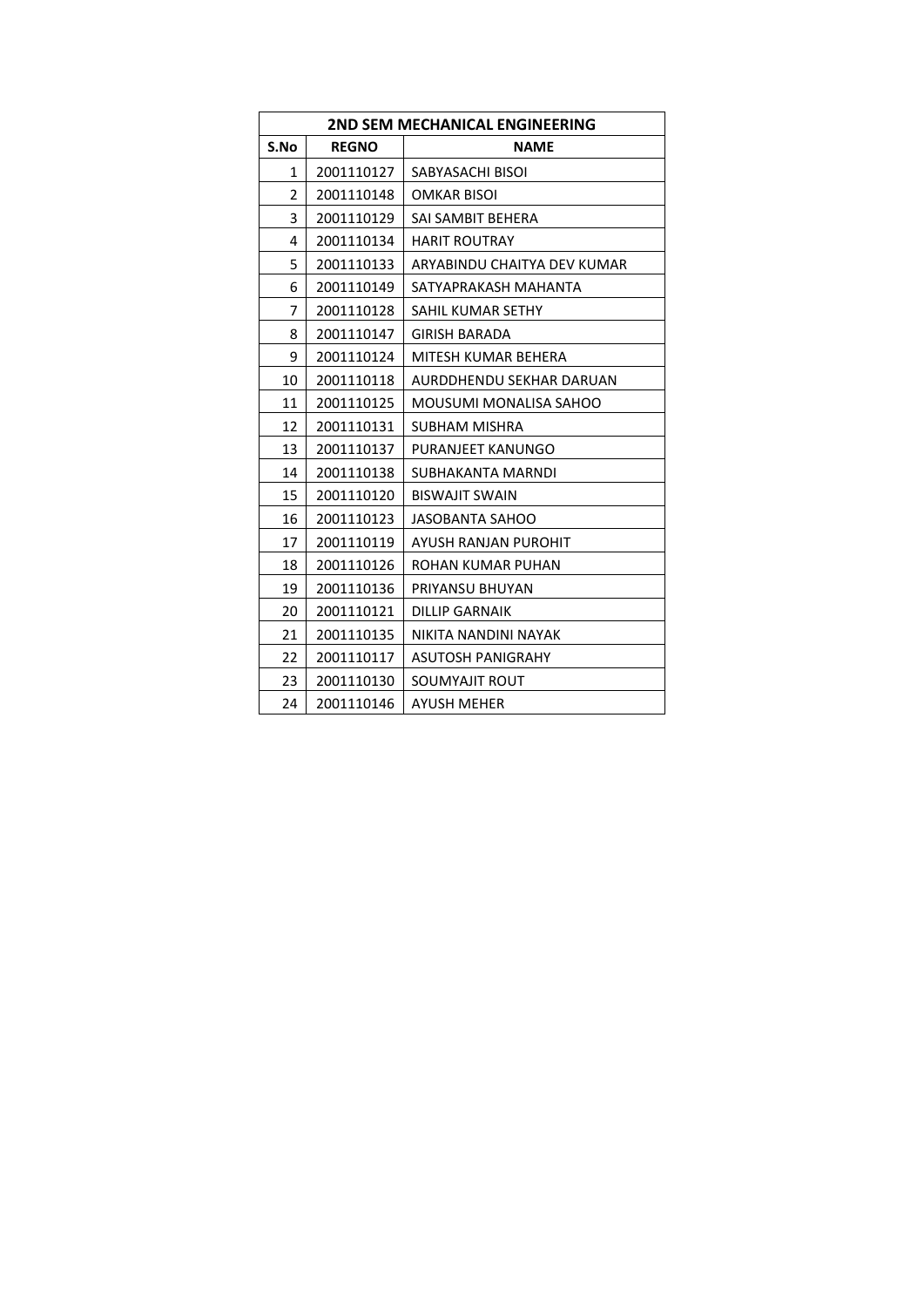| 2ND SEM MECHANICAL ENGINEERING | | |
|---|---|---|
| **S.No** | **REGNO** | **NAME** |
| 1 | 2001110127 | SABYASACHI BISOI |
| 2 | 2001110148 | OMKAR BISOI |
| 3 | 2001110129 | SAI SAMBIT BEHERA |
| 4 | 2001110134 | HARIT ROUTRAY |
| 5 | 2001110133 | ARYABINDU CHAITYA DEV KUMAR |
| 6 | 2001110149 | SATYAPRAKASH MAHANTA |
| 7 | 2001110128 | SAHIL KUMAR SETHY |
| 8 | 2001110147 | GIRISH BARADA |
| 9 | 2001110124 | MITESH KUMAR BEHERA |
| 10 | 2001110118 | AURDDHENDU SEKHAR DARUAN |
| 11 | 2001110125 | MOUSUMI MONALISA SAHOO |
| 12 | 2001110131 | SUBHAM MISHRA |
| 13 | 2001110137 | PURANJEET KANUNGO |
| 14 | 2001110138 | SUBHAKANTA MARNDI |
| 15 | 2001110120 | BISWAJIT SWAIN |
| 16 | 2001110123 | JASOBANTA SAHOO |
| 17 | 2001110119 | AYUSH RANJAN PUROHIT |
| 18 | 2001110126 | ROHAN KUMAR PUHAN |
| 19 | 2001110136 | PRIYANSU BHUYAN |
| 20 | 2001110121 | DILLIP GARNAIK |
| 21 | 2001110135 | NIKITA NANDINI NAYAK |
| 22 | 2001110117 | ASUTOSH PANIGRAHY |
| 23 | 2001110130 | SOUMYAJIT ROUT |
| 24 | 2001110146 | AYUSH MEHER |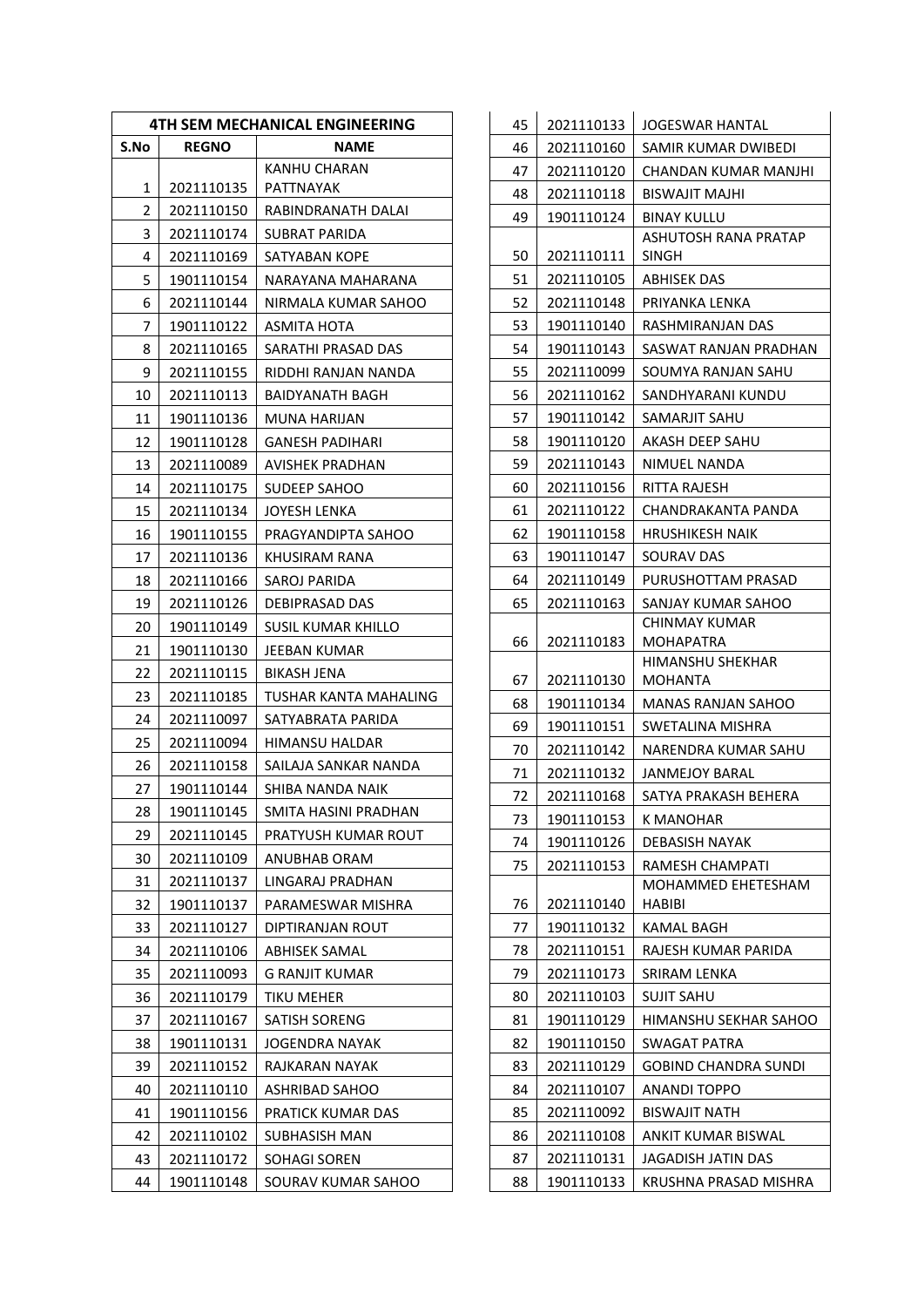| 4TH SEM MECHANICAL ENGINEERING | | |
|---|---|---|
| S.No | REGNO | NAME |
| 1 | 2021110135 | KANHU CHARAN PATTNAYAK |
| 2 | 2021110150 | RABINDRANATH DALAI |
| 3 | 2021110174 | SUBRAT PARIDA |
| 4 | 2021110169 | SATYABAN KOPE |
| 5 | 1901110154 | NARAYANA MAHARANA |
| 6 | 2021110144 | NIRMALA KUMAR SAHOO |
| 7 | 1901110122 | ASMITA HOTA |
| 8 | 2021110165 | SARATHI PRASAD DAS |
| 9 | 2021110155 | RIDDHI RANJAN NANDA |
| 10 | 2021110113 | BAIDYANATH BAGH |
| 11 | 1901110136 | MUNA HARIJAN |
| 12 | 1901110128 | GANESH PADIHARI |
| 13 | 2021110089 | AVISHEK PRADHAN |
| 14 | 2021110175 | SUDEEP SAHOO |
| 15 | 2021110134 | JOYESH LENKA |
| 16 | 1901110155 | PRAGYANDIPTA SAHOO |
| 17 | 2021110136 | KHUSIRAM RANA |
| 18 | 2021110166 | SAROJ PARIDA |
| 19 | 2021110126 | DEBIPRASAD DAS |
| 20 | 1901110149 | SUSIL KUMAR KHILLO |
| 21 | 1901110130 | JEEBAN KUMAR |
| 22 | 2021110115 | BIKASH JENA |
| 23 | 2021110185 | TUSHAR KANTA MAHALING |
| 24 | 2021110097 | SATYABRATA PARIDA |
| 25 | 2021110094 | HIMANSU HALDAR |
| 26 | 2021110158 | SAILAJA SANKAR NANDA |
| 27 | 1901110144 | SHIBA NANDA NAIK |
| 28 | 1901110145 | SMITA HASINI PRADHAN |
| 29 | 2021110145 | PRATYUSH KUMAR ROUT |
| 30 | 2021110109 | ANUBHAB ORAM |
| 31 | 2021110137 | LINGARAJ PRADHAN |
| 32 | 1901110137 | PARAMESWAR MISHRA |
| 33 | 2021110127 | DIPTIRANJAN ROUT |
| 34 | 2021110106 | ABHISEK SAMAL |
| 35 | 2021110093 | G RANJIT KUMAR |
| 36 | 2021110179 | TIKU MEHER |
| 37 | 2021110167 | SATISH SORENG |
| 38 | 1901110131 | JOGENDRA NAYAK |
| 39 | 2021110152 | RAJKARAN NAYAK |
| 40 | 2021110110 | ASHRIBAD SAHOO |
| 41 | 1901110156 | PRATICK KUMAR DAS |
| 42 | 2021110102 | SUBHASISH MAN |
| 43 | 2021110172 | SOHAGI SOREN |
| 44 | 1901110148 | SOURAV KUMAR SAHOO |
| 45 | 2021110133 | JOGESWAR HANTAL |
| 46 | 2021110160 | SAMIR KUMAR DWIBEDI |
| 47 | 2021110120 | CHANDAN KUMAR MANJHI |
| 48 | 2021110118 | BISWAJIT MAJHI |
| 49 | 1901110124 | BINAY KULLU |
| 50 | 2021110111 | ASHUTOSH RANA PRATAP SINGH |
| 51 | 2021110105 | ABHISEK DAS |
| 52 | 2021110148 | PRIYANKA LENKA |
| 53 | 1901110140 | RASHMIRANJAN DAS |
| 54 | 1901110143 | SASWAT RANJAN PRADHAN |
| 55 | 2021110099 | SOUMYA RANJAN SAHU |
| 56 | 2021110162 | SANDHYARANI KUNDU |
| 57 | 1901110142 | SAMARJIT SAHU |
| 58 | 1901110120 | AKASH DEEP SAHU |
| 59 | 2021110143 | NIMUEL NANDA |
| 60 | 2021110156 | RITTA RAJESH |
| 61 | 2021110122 | CHANDRAKANTA PANDA |
| 62 | 1901110158 | HRUSHIKESH NAIK |
| 63 | 1901110147 | SOURAV DAS |
| 64 | 2021110149 | PURUSHOTTAM PRASAD |
| 65 | 2021110163 | SANJAY KUMAR SAHOO |
| 66 | 2021110183 | CHINMAY KUMAR MOHAPATRA |
| 67 | 2021110130 | HIMANSHU SHEKHAR MOHANTA |
| 68 | 1901110134 | MANAS RANJAN SAHOO |
| 69 | 1901110151 | SWETALINA MISHRA |
| 70 | 2021110142 | NARENDRA KUMAR SAHU |
| 71 | 2021110132 | JANMEJOY BARAL |
| 72 | 2021110168 | SATYA PRAKASH BEHERA |
| 73 | 1901110153 | K MANOHAR |
| 74 | 1901110126 | DEBASISH NAYAK |
| 75 | 2021110153 | RAMESH CHAMPATI |
| 76 | 2021110140 | MOHAMMED EHETESHAM HABIBI |
| 77 | 1901110132 | KAMAL BAGH |
| 78 | 2021110151 | RAJESH KUMAR PARIDA |
| 79 | 2021110173 | SRIRAM LENKA |
| 80 | 2021110103 | SUJIT SAHU |
| 81 | 1901110129 | HIMANSHU SEKHAR SAHOO |
| 82 | 1901110150 | SWAGAT PATRA |
| 83 | 2021110129 | GOBIND CHANDRA SUNDI |
| 84 | 2021110107 | ANANDI TOPPO |
| 85 | 2021110092 | BISWAJIT NATH |
| 86 | 2021110108 | ANKIT KUMAR BISWAL |
| 87 | 2021110131 | JAGADISH JATIN DAS |
| 88 | 1901110133 | KRUSHNA PRASAD MISHRA |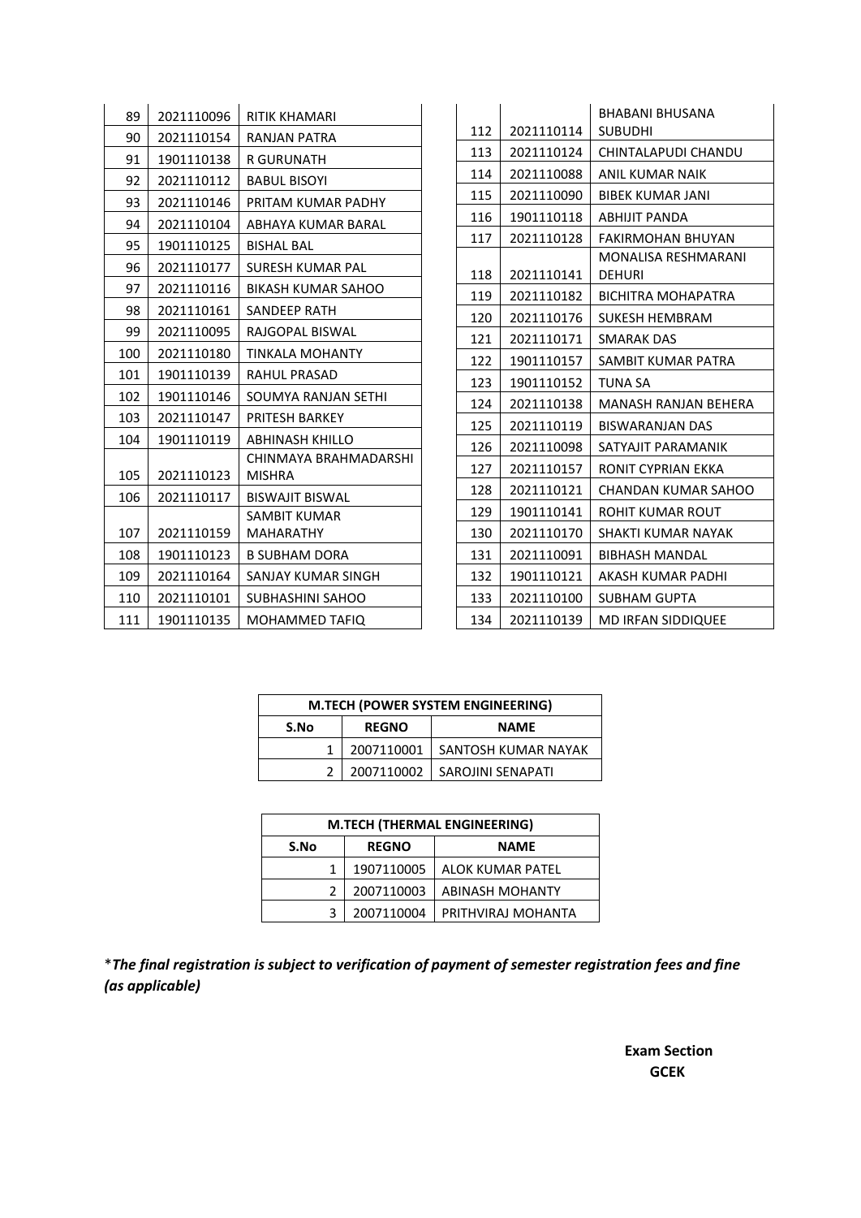| | | |
|---|---|---|
| 89 | 2021110096 | RITIK KHAMARI |
| 90 | 2021110154 | RANJAN PATRA |
| 91 | 1901110138 | R GURUNATH |
| 92 | 2021110112 | BABUL BISOYI |
| 93 | 2021110146 | PRITAM KUMAR PADHY |
| 94 | 2021110104 | ABHAYA KUMAR BARAL |
| 95 | 1901110125 | BISHAL BAL |
| 96 | 2021110177 | SURESH KUMAR PAL |
| 97 | 2021110116 | BIKASH KUMAR SAHOO |
| 98 | 2021110161 | SANDEEP RATH |
| 99 | 2021110095 | RAJGOPAL BISWAL |
| 100 | 2021110180 | TINKALA MOHANTY |
| 101 | 1901110139 | RAHUL PRASAD |
| 102 | 1901110146 | SOUMYA RANJAN SETHI |
| 103 | 2021110147 | PRITESH BARKEY |
| 104 | 1901110119 | ABHINASH KHILLO |
| 105 | 2021110123 | CHINMAYA BRAHMADARSHI MISHRA |
| 106 | 2021110117 | BISWAJIT BISWAL |
| 107 | 2021110159 | SAMBIT KUMAR MAHARATHY |
| 108 | 1901110123 | B SUBHAM DORA |
| 109 | 2021110164 | SANJAY KUMAR SINGH |
| 110 | 2021110101 | SUBHASHINI SAHOO |
| 111 | 1901110135 | MOHAMMED TAFIQ |
| 112 | 2021110114 | BHABANI BHUSANA SUBUDHI |
| 113 | 2021110124 | CHINTALAPUDI CHANDU |
| 114 | 2021110088 | ANIL KUMAR NAIK |
| 115 | 2021110090 | BIBEK KUMAR JANI |
| 116 | 1901110118 | ABHIJIT PANDA |
| 117 | 2021110128 | FAKIRMOHAN BHUYAN |
| 118 | 2021110141 | MONALISA RESHMARANI DEHURI |
| 119 | 2021110182 | BICHITRA MOHAPATRA |
| 120 | 2021110176 | SUKESH HEMBRAM |
| 121 | 2021110171 | SMARAK DAS |
| 122 | 1901110157 | SAMBIT KUMAR PATRA |
| 123 | 1901110152 | TUNA SA |
| 124 | 2021110138 | MANASH RANJAN BEHERA |
| 125 | 2021110119 | BISWARANJAN DAS |
| 126 | 2021110098 | SATYAJIT PARAMANIK |
| 127 | 2021110157 | RONIT CYPRIAN EKKA |
| 128 | 2021110121 | CHANDAN KUMAR SAHOO |
| 129 | 1901110141 | ROHIT KUMAR ROUT |
| 130 | 2021110170 | SHAKTI KUMAR NAYAK |
| 131 | 2021110091 | BIBHASH MANDAL |
| 132 | 1901110121 | AKASH KUMAR PADHI |
| 133 | 2021110100 | SUBHAM GUPTA |
| 134 | 2021110139 | MD IRFAN SIDDIQUEE |

| M.TECH (POWER SYSTEM ENGINEERING) | | |
|---|---|---|
| **S.No** | **REGNO** | **NAME** |
| 1 | 2007110001 | SANTOSH KUMAR NAYAK |
| 2 | 2007110002 | SAROJINI SENAPATI |

| M.TECH (THERMAL ENGINEERING) | | |
|---|---|---|
| **S.No** | **REGNO** | **NAME** |
| 1 | 1907110005 | ALOK KUMAR PATEL |
| 2 | 2007110003 | ABINASH MOHANTY |
| 3 | 2007110004 | PRITHVIRAJ MOHANTA |

\****The final registration is subject to verification of payment of semester registration fees and fine (as applicable)***

**Exam Section**
**GCEK**